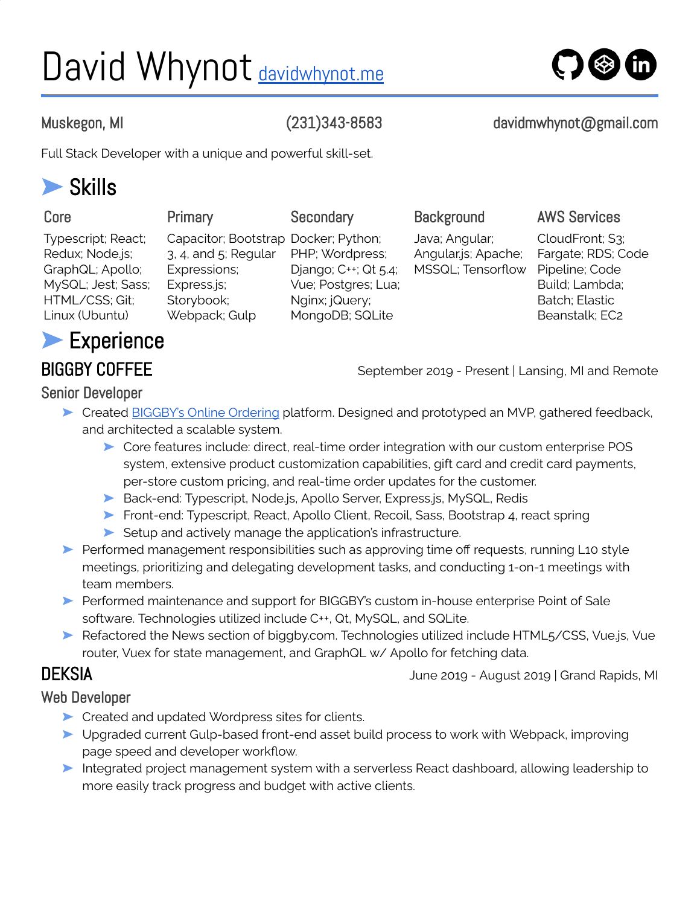# David Whynot [davidwhynot.me](davidwhynot.me)

Muskegon, MI | (231)343-8583 | davidmwhynot@gmail.com

Full Stack Developer with a unique and powerful skill-set.

## Skills

| Core | Primary | Secondary | Background | AWS Services |
|---|---|---|---|---|
| Typescript; React; Redux; Node.js; GraphQL; Apollo; MySQL; Jest; Sass; HTML/CSS; Git; Linux (Ubuntu) | Capacitor; Bootstrap 3, 4, and 5; Regular Expressions; Express.js; Storybook; Webpack; Gulp | Docker; Python; PHP; Wordpress; Django; C++; Qt 5.4; Vue; Postgres; Lua; Nginx; jQuery; MongoDB; SQLite | Java; Angular; Angular.js; Apache; MSSQL; Tensorflow | CloudFront; S3; Fargate; RDS; Code Pipeline; Code Build; Lambda; Batch; Elastic Beanstalk; EC2 |

## Experience

### BIGGBY COFFEE

September 2019 - Present | Lansing, MI and Remote

#### Senior Developer

- Created BIGGBY's Online Ordering platform. Designed and prototyped an MVP, gathered feedback, and architected a scalable system.
  - Core features include: direct, real-time order integration with our custom enterprise POS system, extensive product customization capabilities, gift card and credit card payments, per-store custom pricing, and real-time order updates for the customer.
  - Back-end: Typescript, Node.js, Apollo Server, Express.js, MySQL, Redis
  - Front-end: Typescript, React, Apollo Client, Recoil, Sass, Bootstrap 4, react spring
  - Setup and actively manage the application's infrastructure.
- Performed management responsibilities such as approving time off requests, running L10 style meetings, prioritizing and delegating development tasks, and conducting 1-on-1 meetings with team members.
- Performed maintenance and support for BIGGBY's custom in-house enterprise Point of Sale software. Technologies utilized include C++, Qt, MySQL, and SQLite.
- Refactored the News section of biggby.com. Technologies utilized include HTML5/CSS, Vue.js, Vue router, Vuex for state management, and GraphQL w/ Apollo for fetching data.

### DEKSIA

June 2019 - August 2019 | Grand Rapids, MI

#### Web Developer

- Created and updated Wordpress sites for clients.
- Upgraded current Gulp-based front-end asset build process to work with Webpack, improving page speed and developer workflow.
- Integrated project management system with a serverless React dashboard, allowing leadership to more easily track progress and budget with active clients.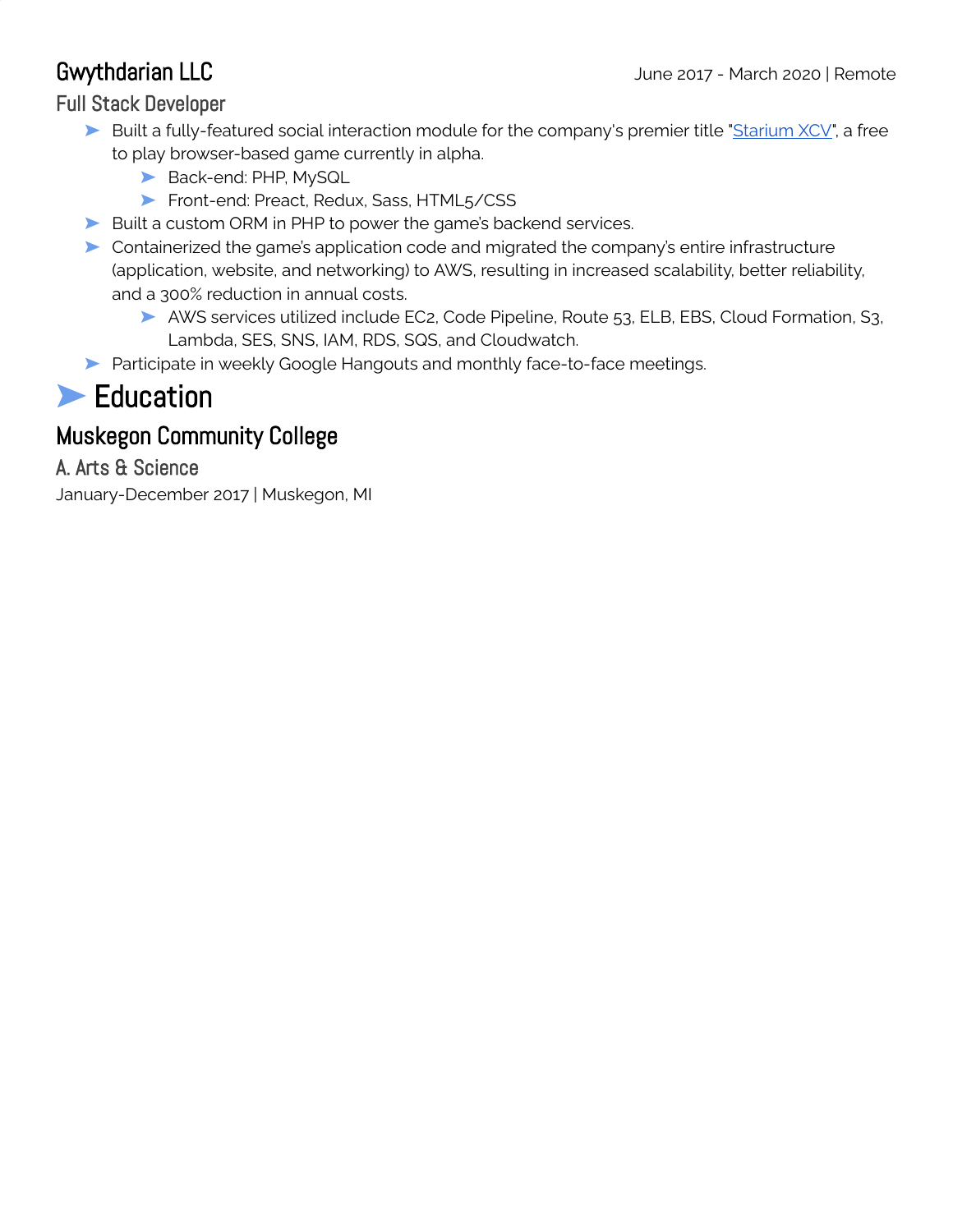### Gwythdarian LLC

June 2017 - March 2020 | Remote

#### Full Stack Developer

- Built a fully-featured social interaction module for the company's premier title "[Starium XCV](#)", a free to play browser-based game currently in alpha.
  - Back-end: PHP, MySQL
  - Front-end: Preact, Redux, Sass, HTML5/CSS
- Built a custom ORM in PHP to power the game's backend services.
- Containerized the game's application code and migrated the company's entire infrastructure (application, website, and networking) to AWS, resulting in increased scalability, better reliability, and a 300% reduction in annual costs.
  - AWS services utilized include EC2, Code Pipeline, Route 53, ELB, EBS, Cloud Formation, S3, Lambda, SES, SNS, IAM, RDS, SQS, and Cloudwatch.
- Participate in weekly Google Hangouts and monthly face-to-face meetings.

## Education

### Muskegon Community College

#### A. Arts & Science

January-December 2017 | Muskegon, MI